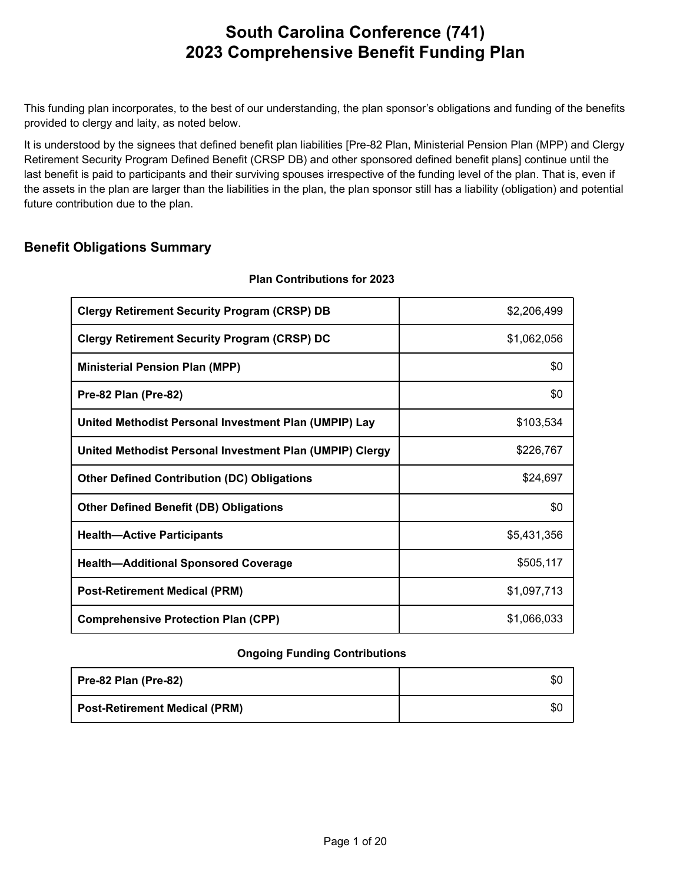# South Carolina Conference (741)
# 2023 Comprehensive Benefit Funding Plan

This funding plan incorporates, to the best of our understanding, the plan sponsor's obligations and funding of the benefits provided to clergy and laity, as noted below.

It is understood by the signees that defined benefit plan liabilities [Pre-82 Plan, Ministerial Pension Plan (MPP) and Clergy Retirement Security Program Defined Benefit (CRSP DB) and other sponsored defined benefit plans] continue until the last benefit is paid to participants and their surviving spouses irrespective of the funding level of the plan. That is, even if the assets in the plan are larger than the liabilities in the plan, the plan sponsor still has a liability (obligation) and potential future contribution due to the plan.

## Benefit Obligations Summary

**Plan Contributions for 2023**

| | |
|---|---:|
| **Clergy Retirement Security Program (CRSP) DB** | $2,206,499 |
| **Clergy Retirement Security Program (CRSP) DC** | $1,062,056 |
| **Ministerial Pension Plan (MPP)** | $0 |
| **Pre-82 Plan (Pre-82)** | $0 |
| **United Methodist Personal Investment Plan (UMPIP) Lay** | $103,534 |
| **United Methodist Personal Investment Plan (UMPIP) Clergy** | $226,767 |
| **Other Defined Contribution (DC) Obligations** | $24,697 |
| **Other Defined Benefit (DB) Obligations** | $0 |
| **Health—Active Participants** | $5,431,356 |
| **Health—Additional Sponsored Coverage** | $505,117 |
| **Post-Retirement Medical (PRM)** | $1,097,713 |
| **Comprehensive Protection Plan (CPP)** | $1,066,033 |

**Ongoing Funding Contributions**

| | |
|---|---:|
| **Pre-82 Plan (Pre-82)** | $0 |
| **Post-Retirement Medical (PRM)** | $0 |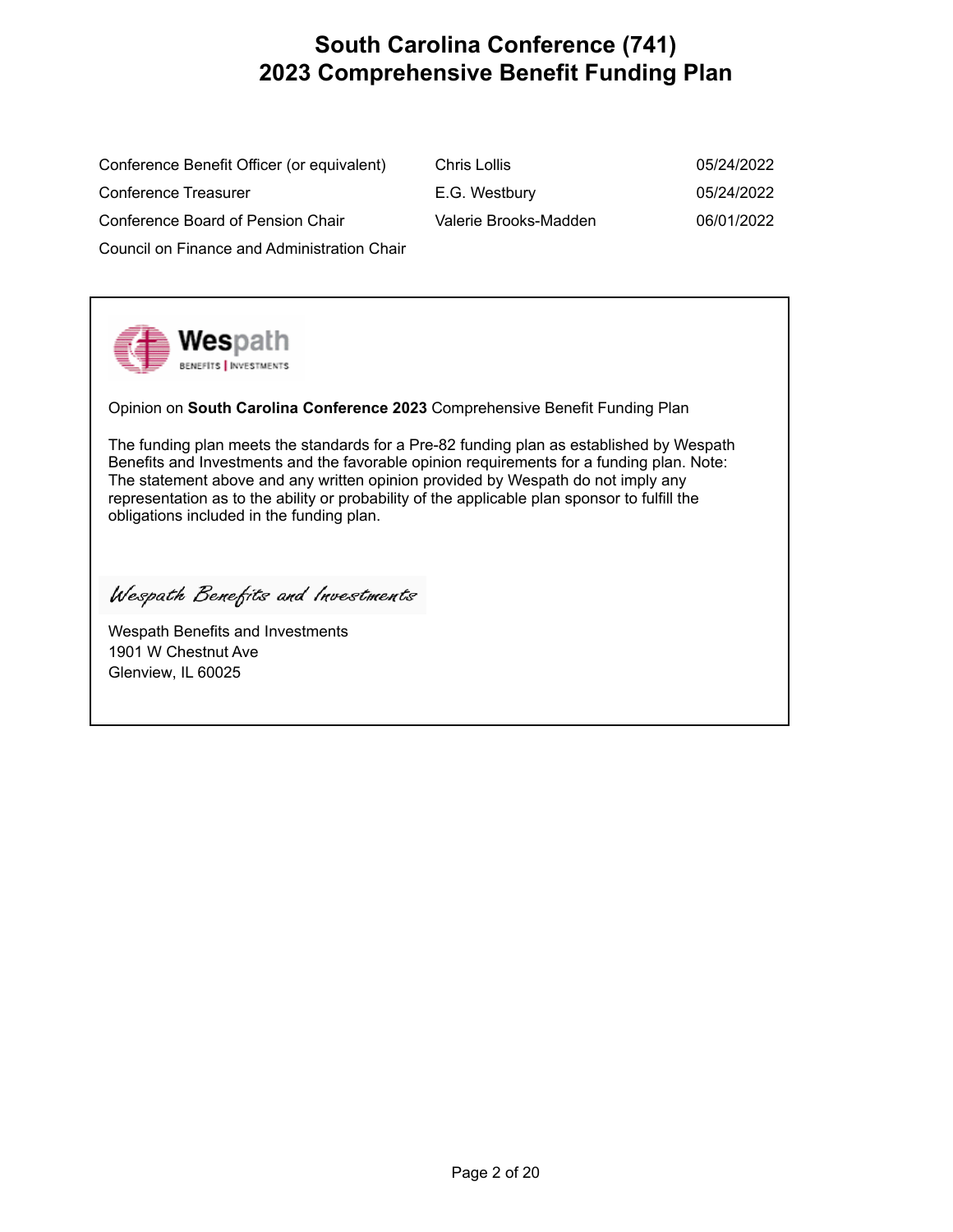# South Carolina Conference (741)
# 2023 Comprehensive Benefit Funding Plan

| | | |
|---|---|---|
| Conference Benefit Officer (or equivalent) | Chris Lollis | 05/24/2022 |
| Conference Treasurer | E.G. Westbury | 05/24/2022 |
| Conference Board of Pension Chair | Valerie Brooks-Madden | 06/01/2022 |
| Council on Finance and Administration Chair | | |

Wespath BENEFITS | INVESTMENTS

Opinion on **South Carolina Conference 2023** Comprehensive Benefit Funding Plan

The funding plan meets the standards for a Pre-82 funding plan as established by Wespath Benefits and Investments and the favorable opinion requirements for a funding plan. Note: The statement above and any written opinion provided by Wespath do not imply any representation as to the ability or probability of the applicable plan sponsor to fulfill the obligations included in the funding plan.

*Wespath Benefits and Investments*

Wespath Benefits and Investments
1901 W Chestnut Ave
Glenview, IL 60025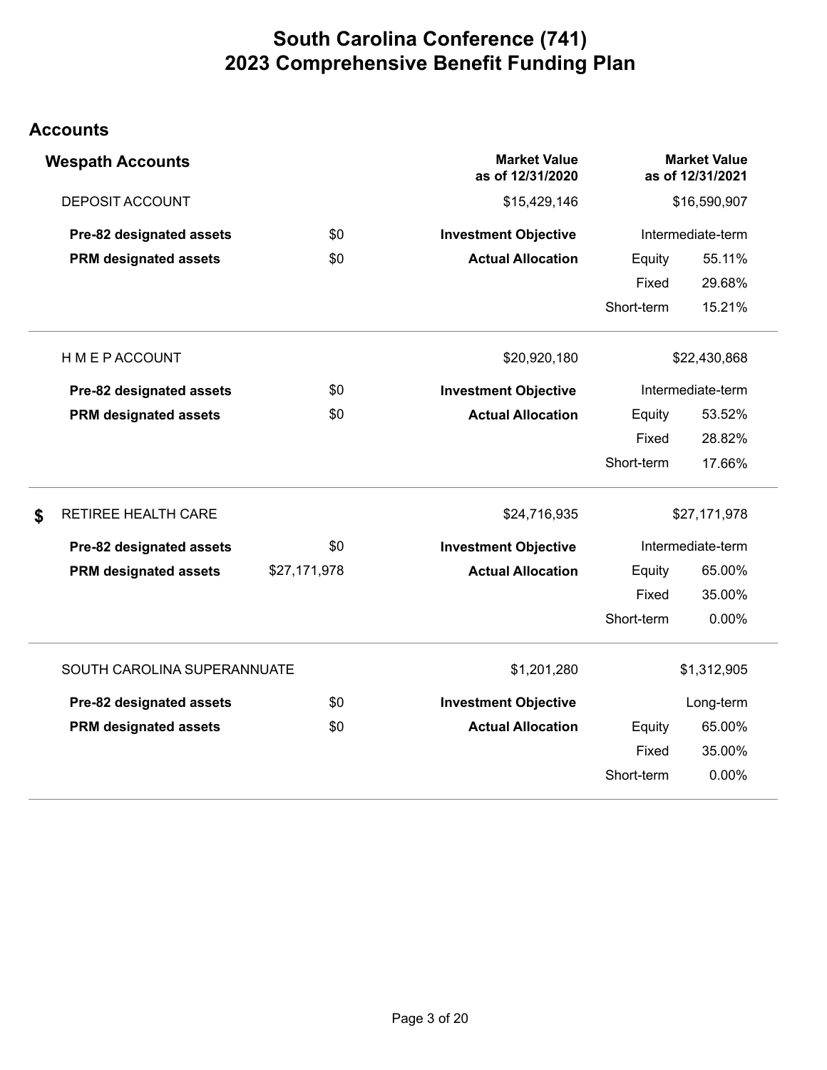# South Carolina Conference (741)
# 2023 Comprehensive Benefit Funding Plan

## Accounts

### Wespath Accounts

| Account | | Market Value as of 12/31/2020 | | Market Value as of 12/31/2021 |
|---|---|---|---|---|
| DEPOSIT ACCOUNT | | $15,429,146 | | $16,590,907 |
| **Pre-82 designated assets** | $0 | **Investment Objective** | | Intermediate-term |
| **PRM designated assets** | $0 | **Actual Allocation** | Equity | 55.11% |
| | | | Fixed | 29.68% |
| | | | Short-term | 15.21% |
| H M E P ACCOUNT | | $20,920,180 | | $22,430,868 |
| **Pre-82 designated assets** | $0 | **Investment Objective** | | Intermediate-term |
| **PRM designated assets** | $0 | **Actual Allocation** | Equity | 53.52% |
| | | | Fixed | 28.82% |
| | | | Short-term | 17.66% |
| $ RETIREE HEALTH CARE | | $24,716,935 | | $27,171,978 |
| **Pre-82 designated assets** | $0 | **Investment Objective** | | Intermediate-term |
| **PRM designated assets** | $27,171,978 | **Actual Allocation** | Equity | 65.00% |
| | | | Fixed | 35.00% |
| | | | Short-term | 0.00% |
| SOUTH CAROLINA SUPERANNUATE | | $1,201,280 | | $1,312,905 |
| **Pre-82 designated assets** | $0 | **Investment Objective** | | Long-term |
| **PRM designated assets** | $0 | **Actual Allocation** | Equity | 65.00% |
| | | | Fixed | 35.00% |
| | | | Short-term | 0.00% |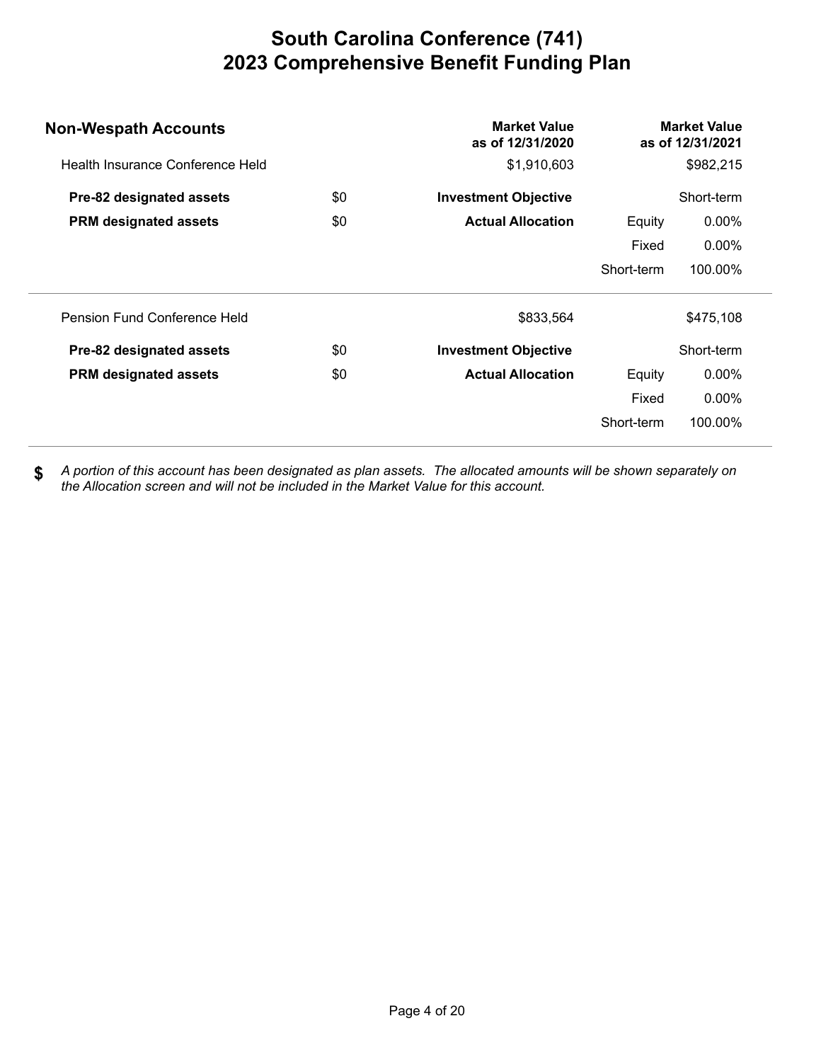# South Carolina Conference (741)
# 2023 Comprehensive Benefit Funding Plan

| **Non-Wespath Accounts** | | **Market Value as of 12/31/2020** | | **Market Value as of 12/31/2021** |
|---|---|---|---|---|
| Health Insurance Conference Held | | $1,910,603 | | $982,215 |
| **Pre-82 designated assets** | $0 | **Investment Objective** | | Short-term |
| **PRM designated assets** | $0 | **Actual Allocation** | Equity | 0.00% |
| | | | Fixed | 0.00% |
| | | | Short-term | 100.00% |
| Pension Fund Conference Held | | $833,564 | | $475,108 |
| **Pre-82 designated assets** | $0 | **Investment Objective** | | Short-term |
| **PRM designated assets** | $0 | **Actual Allocation** | Equity | 0.00% |
| | | | Fixed | 0.00% |
| | | | Short-term | 100.00% |

**$** *A portion of this account has been designated as plan assets. The allocated amounts will be shown separately on the Allocation screen and will not be included in the Market Value for this account.*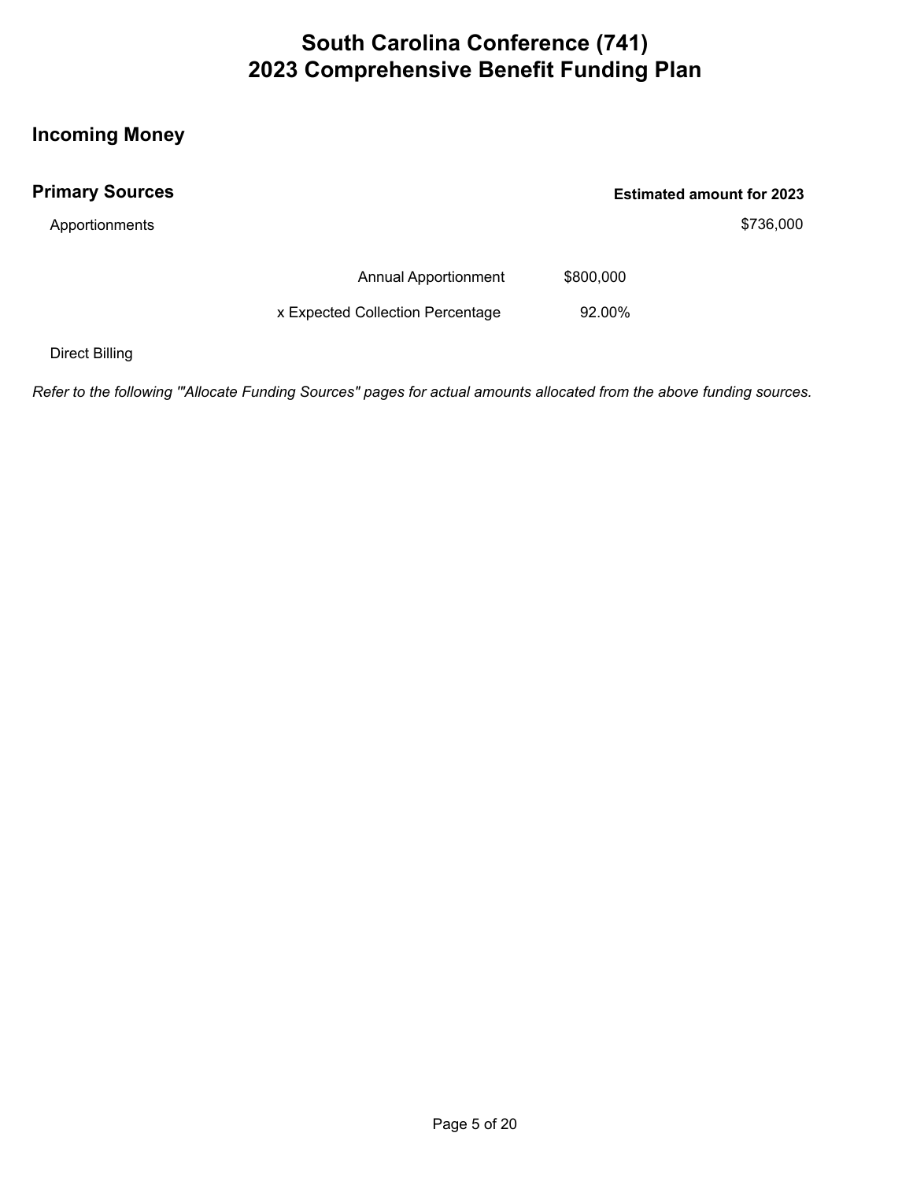# South Carolina Conference (741)
# 2023 Comprehensive Benefit Funding Plan

## Incoming Money

## Primary Sources

| | | Estimated amount for 2023 |
|---|---|---|
| Apportionments | | $736,000 |
| Annual Apportionment | $800,000 | |
| x Expected Collection Percentage | 92.00% | |
| Direct Billing | | |

*Refer to the following '"Allocate Funding Sources" pages for actual amounts allocated from the above funding sources.*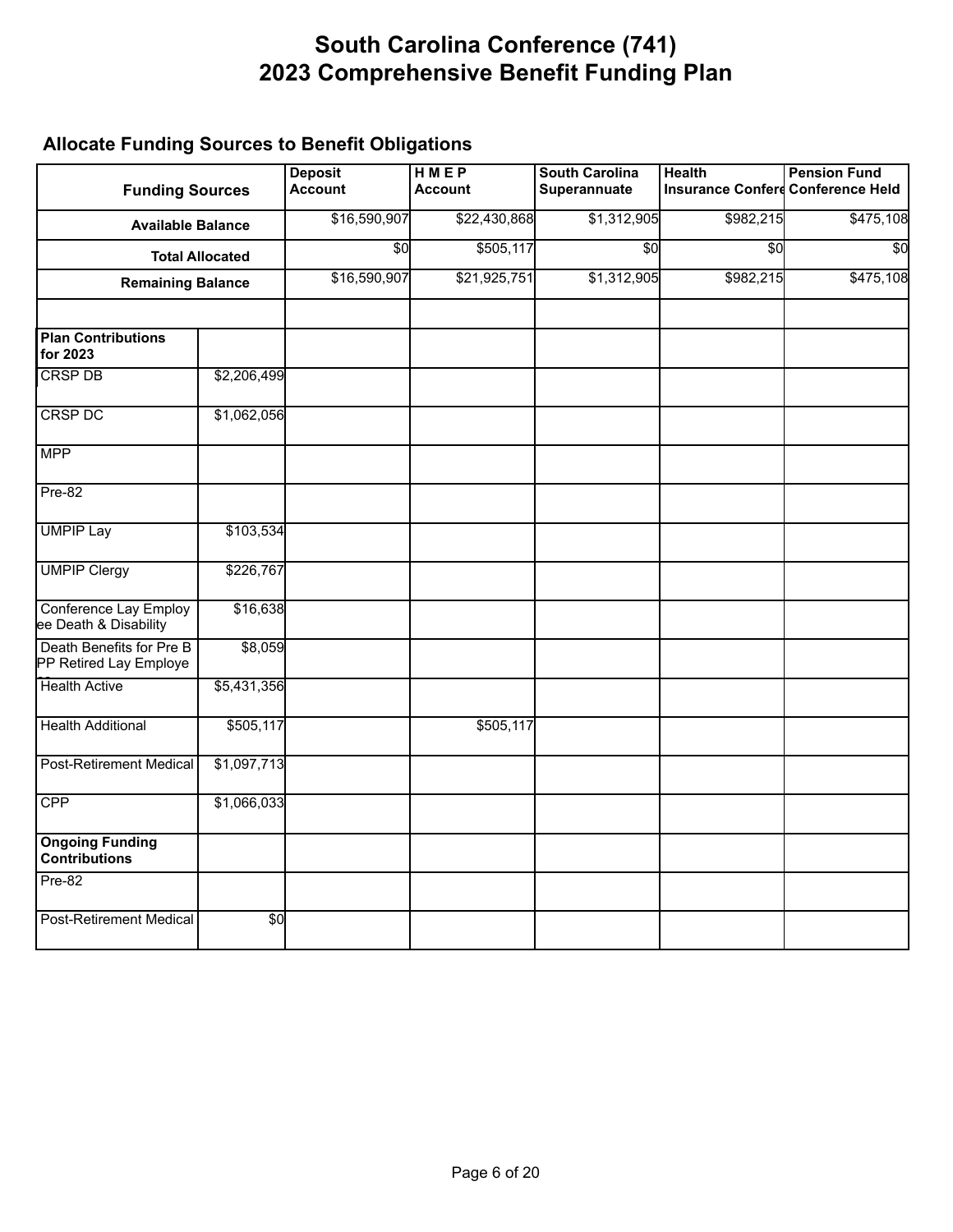# South Carolina Conference (741)
# 2023 Comprehensive Benefit Funding Plan

## Allocate Funding Sources to Benefit Obligations

| Funding Sources | | Deposit Account | H M E P Account | South Carolina Superannuate | Health Insurance Confere | Pension Fund Conference Held |
|---|---|---|---|---|---|---|
| Available Balance | | $16,590,907 | $22,430,868 | $1,312,905 | $982,215 | $475,108 |
| Total Allocated | | $0 | $505,117 | $0 | $0 | $0 |
| Remaining Balance | | $16,590,907 | $21,925,751 | $1,312,905 | $982,215 | $475,108 |
| | | | | | | |
| **Plan Contributions for 2023** | | | | | | |
| CRSP DB | $2,206,499 | | | | | |
| CRSP DC | $1,062,056 | | | | | |
| MPP | | | | | | |
| Pre-82 | | | | | | |
| UMPIP Lay | $103,534 | | | | | |
| UMPIP Clergy | $226,767 | | | | | |
| Conference Lay Employee Death & Disability | $16,638 | | | | | |
| Death Benefits for Pre BPP Retired Lay Employees | $8,059 | | | | | |
| Health Active | $5,431,356 | | | | | |
| Health Additional | $505,117 | | $505,117 | | | |
| Post-Retirement Medical | $1,097,713 | | | | | |
| CPP | $1,066,033 | | | | | |
| **Ongoing Funding Contributions** | | | | | | |
| Pre-82 | | | | | | |
| Post-Retirement Medical | $0 | | | | | |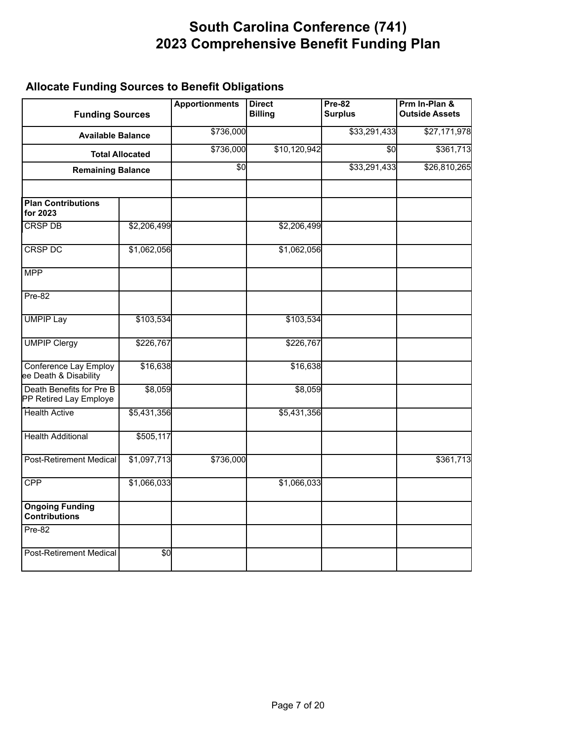# South Carolina Conference (741)
# 2023 Comprehensive Benefit Funding Plan

## Allocate Funding Sources to Benefit Obligations

| Funding Sources | | Apportionments | Direct Billing | Pre-82 Surplus | Prm In-Plan & Outside Assets |
|---|---|---|---|---|---|
| Available Balance | | $736,000 | | $33,291,433 | $27,171,978 |
| Total Allocated | | $736,000 | $10,120,942 | $0 | $361,713 |
| Remaining Balance | | $0 | | $33,291,433 | $26,810,265 |
| | | | | | |
| **Plan Contributions for 2023** | | | | | |
| CRSP DB | $2,206,499 | | $2,206,499 | | |
| CRSP DC | $1,062,056 | | $1,062,056 | | |
| MPP | | | | | |
| Pre-82 | | | | | |
| UMPIP Lay | $103,534 | | $103,534 | | |
| UMPIP Clergy | $226,767 | | $226,767 | | |
| Conference Lay Employee Death & Disability | $16,638 | | $16,638 | | |
| Death Benefits for Pre BPP Retired Lay Employees | $8,059 | | $8,059 | | |
| Health Active | $5,431,356 | | $5,431,356 | | |
| Health Additional | $505,117 | | | | |
| Post-Retirement Medical | $1,097,713 | $736,000 | | | $361,713 |
| CPP | $1,066,033 | | $1,066,033 | | |
| **Ongoing Funding Contributions** | | | | | |
| Pre-82 | | | | | |
| Post-Retirement Medical | $0 | | | | |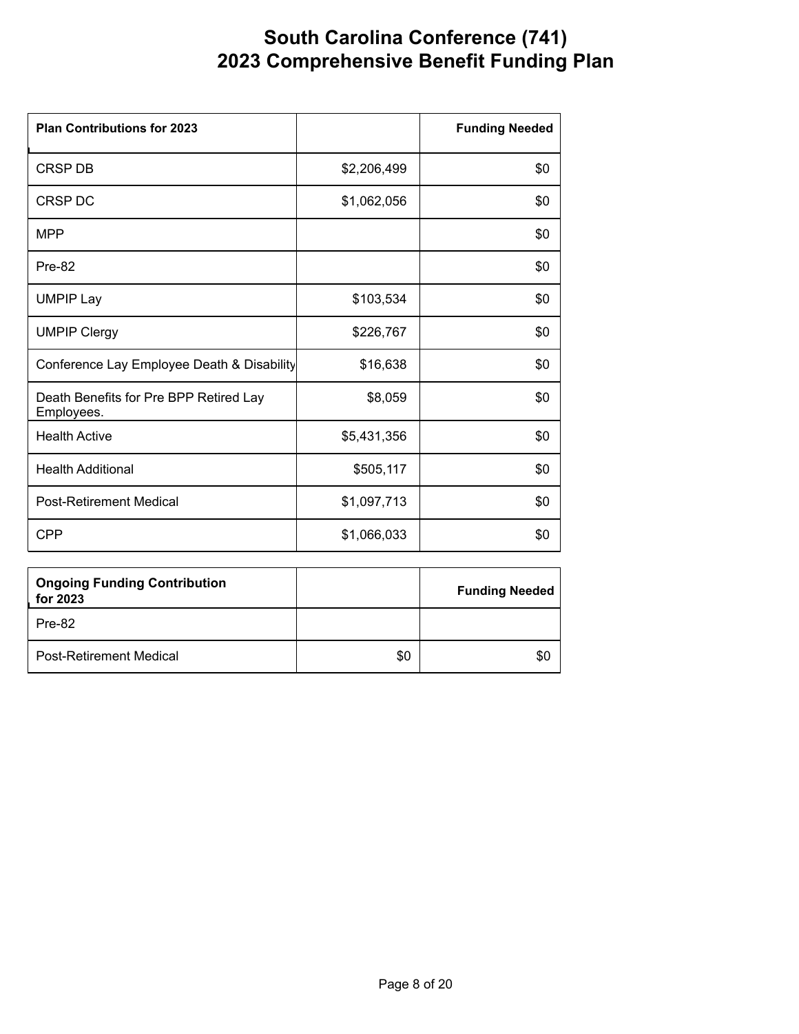# South Carolina Conference (741)
# 2023 Comprehensive Benefit Funding Plan

| Plan Contributions for 2023 | | Funding Needed |
|---|---|---|
| CRSP DB | $2,206,499 | $0 |
| CRSP DC | $1,062,056 | $0 |
| MPP | | $0 |
| Pre-82 | | $0 |
| UMPIP Lay | $103,534 | $0 |
| UMPIP Clergy | $226,767 | $0 |
| Conference Lay Employee Death & Disability | $16,638 | $0 |
| Death Benefits for Pre BPP Retired Lay Employees. | $8,059 | $0 |
| Health Active | $5,431,356 | $0 |
| Health Additional | $505,117 | $0 |
| Post-Retirement Medical | $1,097,713 | $0 |
| CPP | $1,066,033 | $0 |

| Ongoing Funding Contribution for 2023 | | Funding Needed |
|---|---|---|
| Pre-82 | | |
| Post-Retirement Medical | $0 | $0 |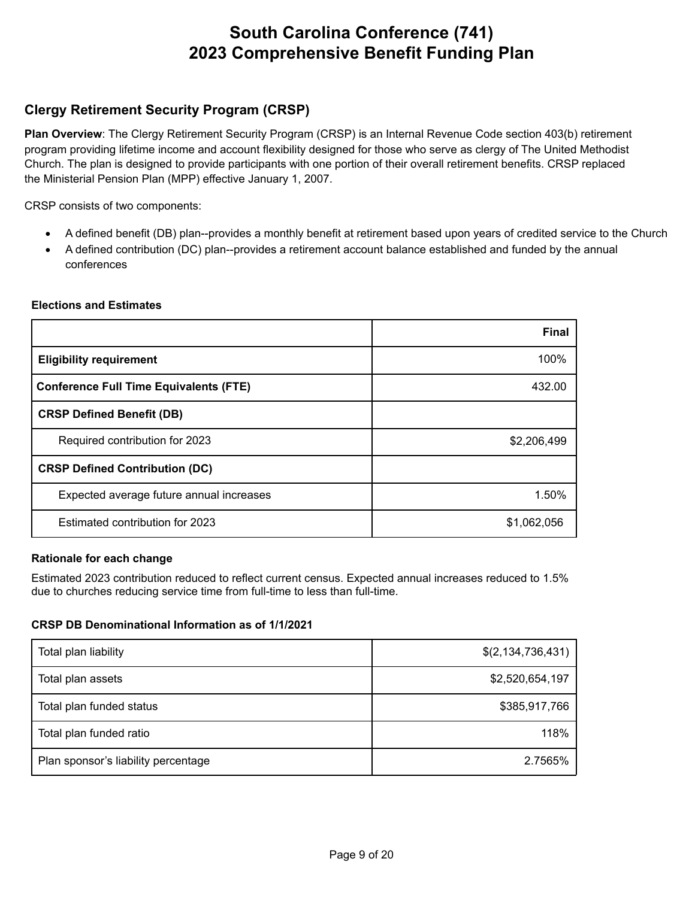# South Carolina Conference (741)
# 2023 Comprehensive Benefit Funding Plan

## Clergy Retirement Security Program (CRSP)

**Plan Overview**: The Clergy Retirement Security Program (CRSP) is an Internal Revenue Code section 403(b) retirement program providing lifetime income and account flexibility designed for those who serve as clergy of The United Methodist Church. The plan is designed to provide participants with one portion of their overall retirement benefits. CRSP replaced the Ministerial Pension Plan (MPP) effective January 1, 2007.

CRSP consists of two components:

- A defined benefit (DB) plan--provides a monthly benefit at retirement based upon years of credited service to the Church
- A defined contribution (DC) plan--provides a retirement account balance established and funded by the annual conferences

**Elections and Estimates**

| | **Final** |
|---|---:|
| **Eligibility requirement** | 100% |
| **Conference Full Time Equivalents (FTE)** | 432.00 |
| **CRSP Defined Benefit (DB)** | |
| Required contribution for 2023 | $2,206,499 |
| **CRSP Defined Contribution (DC)** | |
| Expected average future annual increases | 1.50% |
| Estimated contribution for 2023 | $1,062,056 |

**Rationale for each change**

Estimated 2023 contribution reduced to reflect current census. Expected annual increases reduced to 1.5% due to churches reducing service time from full-time to less than full-time.

**CRSP DB Denominational Information as of 1/1/2021**

| | |
|---|---:|
| Total plan liability | $(2,134,736,431) |
| Total plan assets | $2,520,654,197 |
| Total plan funded status | $385,917,766 |
| Total plan funded ratio | 118% |
| Plan sponsor's liability percentage | 2.7565% |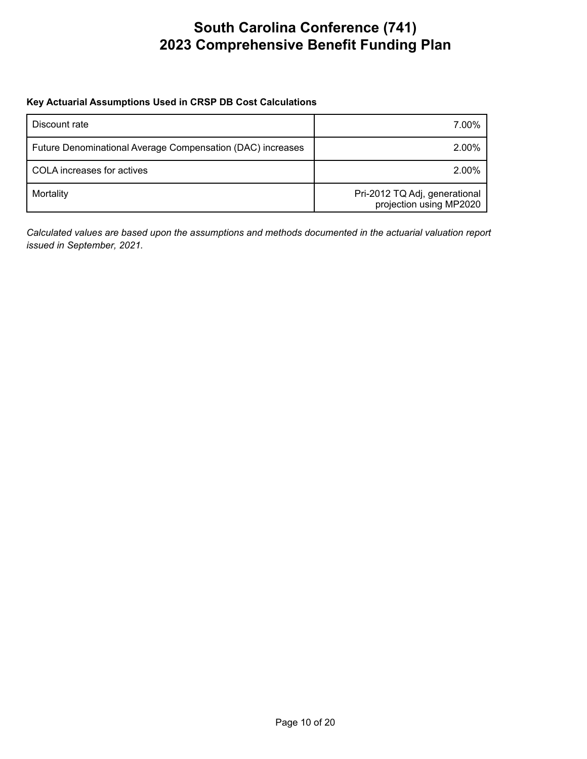# South Carolina Conference (741)
# 2023 Comprehensive Benefit Funding Plan

**Key Actuarial Assumptions Used in CRSP DB Cost Calculations**

| | |
|---|---:|
| Discount rate | 7.00% |
| Future Denominational Average Compensation (DAC) increases | 2.00% |
| COLA increases for actives | 2.00% |
| Mortality | Pri-2012 TQ Adj, generational projection using MP2020 |

*Calculated values are based upon the assumptions and methods documented in the actuarial valuation report issued in September, 2021.*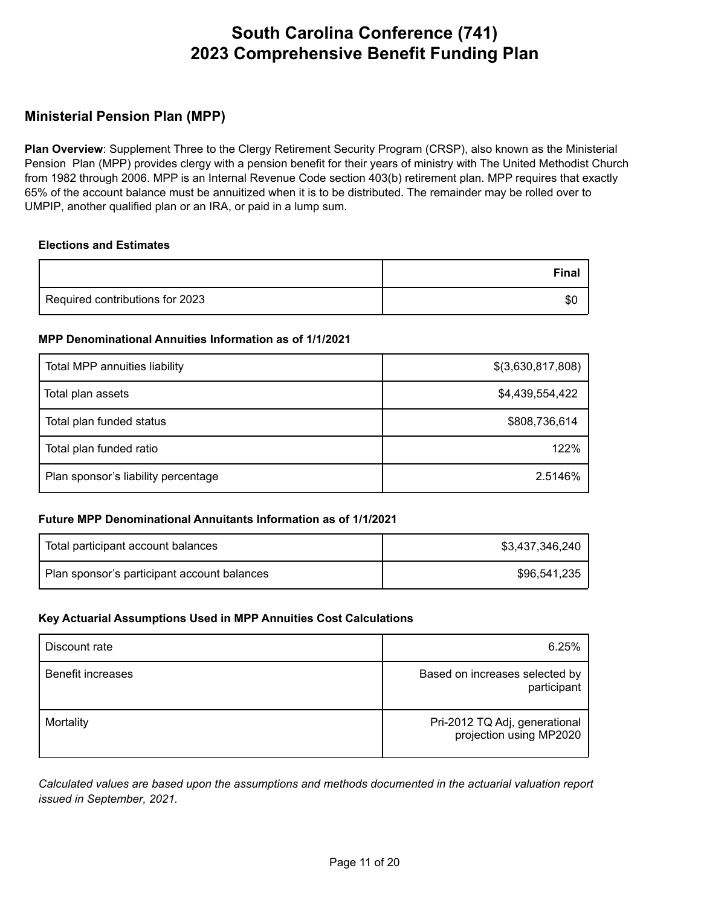# South Carolina Conference (741)
# 2023 Comprehensive Benefit Funding Plan

## Ministerial Pension Plan (MPP)

**Plan Overview**: Supplement Three to the Clergy Retirement Security Program (CRSP), also known as the Ministerial Pension Plan (MPP) provides clergy with a pension benefit for their years of ministry with The United Methodist Church from 1982 through 2006. MPP is an Internal Revenue Code section 403(b) retirement plan. MPP requires that exactly 65% of the account balance must be annuitized when it is to be distributed. The remainder may be rolled over to UMPIP, another qualified plan or an IRA, or paid in a lump sum.

### Elections and Estimates

| | Final |
|---|---:|
| Required contributions for 2023 | $0 |

### MPP Denominational Annuities Information as of 1/1/2021

| | |
|---|---:|
| Total MPP annuities liability | $(3,630,817,808) |
| Total plan assets | $4,439,554,422 |
| Total plan funded status | $808,736,614 |
| Total plan funded ratio | 122% |
| Plan sponsor's liability percentage | 2.5146% |

### Future MPP Denominational Annuitants Information as of 1/1/2021

| | |
|---|---:|
| Total participant account balances | $3,437,346,240 |
| Plan sponsor's participant account balances | $96,541,235 |

### Key Actuarial Assumptions Used in MPP Annuities Cost Calculations

| | |
|---|---:|
| Discount rate | 6.25% |
| Benefit increases | Based on increases selected by participant |
| Mortality | Pri-2012 TQ Adj, generational projection using MP2020 |

*Calculated values are based upon the assumptions and methods documented in the actuarial valuation report issued in September, 2021.*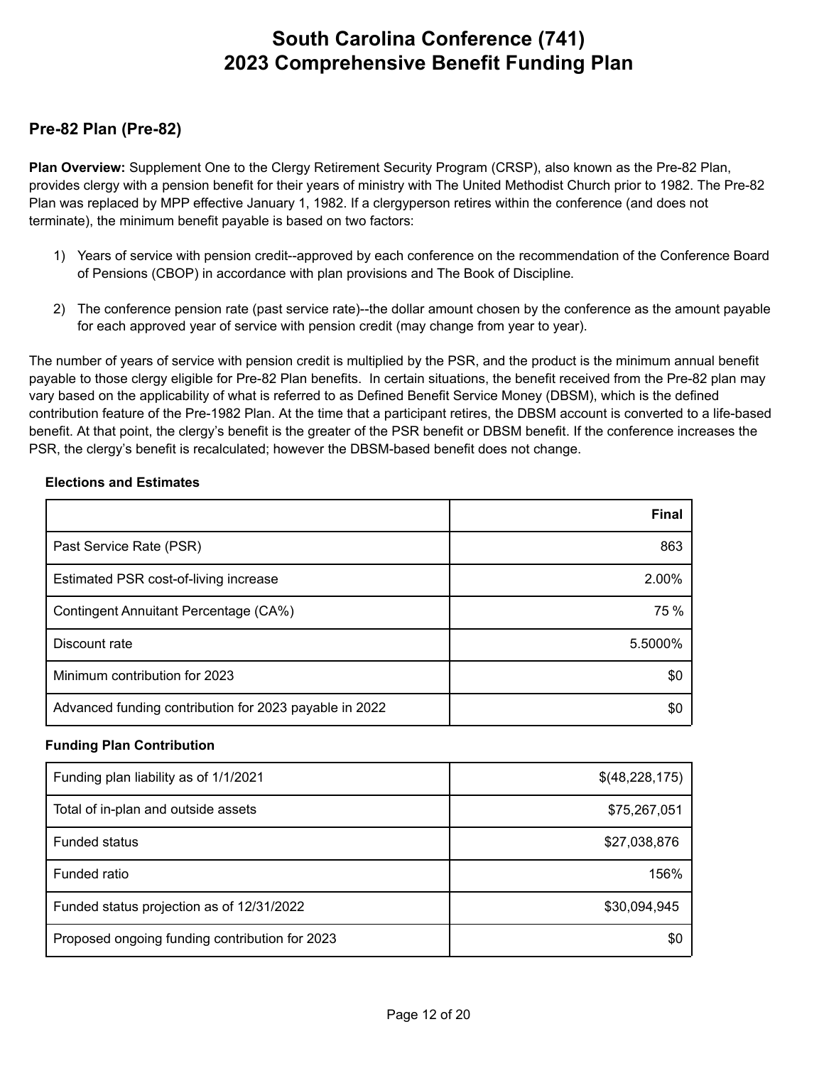# South Carolina Conference (741)
# 2023 Comprehensive Benefit Funding Plan

## Pre-82 Plan (Pre-82)

**Plan Overview:** Supplement One to the Clergy Retirement Security Program (CRSP), also known as the Pre-82 Plan, provides clergy with a pension benefit for their years of ministry with The United Methodist Church prior to 1982. The Pre-82 Plan was replaced by MPP effective January 1, 1982. If a clergyperson retires within the conference (and does not terminate), the minimum benefit payable is based on two factors:

1) Years of service with pension credit--approved by each conference on the recommendation of the Conference Board of Pensions (CBOP) in accordance with plan provisions and The Book of Discipline.

2) The conference pension rate (past service rate)--the dollar amount chosen by the conference as the amount payable for each approved year of service with pension credit (may change from year to year).

The number of years of service with pension credit is multiplied by the PSR, and the product is the minimum annual benefit payable to those clergy eligible for Pre-82 Plan benefits. In certain situations, the benefit received from the Pre-82 plan may vary based on the applicability of what is referred to as Defined Benefit Service Money (DBSM), which is the defined contribution feature of the Pre-1982 Plan. At the time that a participant retires, the DBSM account is converted to a life-based benefit. At that point, the clergy's benefit is the greater of the PSR benefit or DBSM benefit. If the conference increases the PSR, the clergy's benefit is recalculated; however the DBSM-based benefit does not change.

**Elections and Estimates**

| | Final |
|---|---:|
| Past Service Rate (PSR) | 863 |
| Estimated PSR cost-of-living increase | 2.00% |
| Contingent Annuitant Percentage (CA%) | 75 % |
| Discount rate | 5.5000% |
| Minimum contribution for 2023 | $0 |
| Advanced funding contribution for 2023 payable in 2022 | $0 |

**Funding Plan Contribution**

| | |
|---|---:|
| Funding plan liability as of 1/1/2021 | $(48,228,175) |
| Total of in-plan and outside assets | $75,267,051 |
| Funded status | $27,038,876 |
| Funded ratio | 156% |
| Funded status projection as of 12/31/2022 | $30,094,945 |
| Proposed ongoing funding contribution for 2023 | $0 |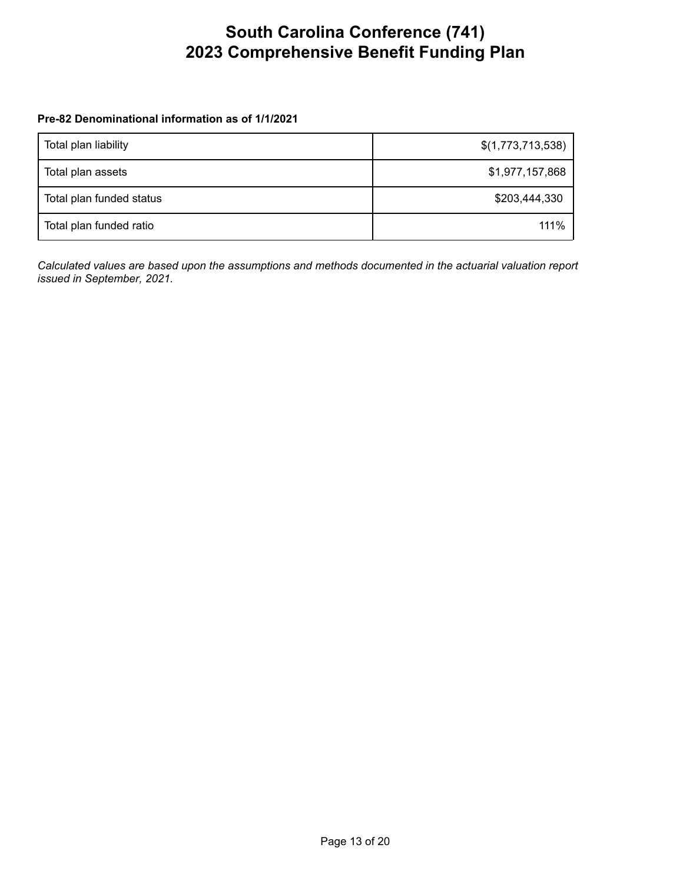# South Carolina Conference (741)
# 2023 Comprehensive Benefit Funding Plan

**Pre-82 Denominational information as of 1/1/2021**

| | |
|---|---:|
| Total plan liability | $(1,773,713,538) |
| Total plan assets | $1,977,157,868 |
| Total plan funded status | $203,444,330 |
| Total plan funded ratio | 111% |

*Calculated values are based upon the assumptions and methods documented in the actuarial valuation report issued in September, 2021.*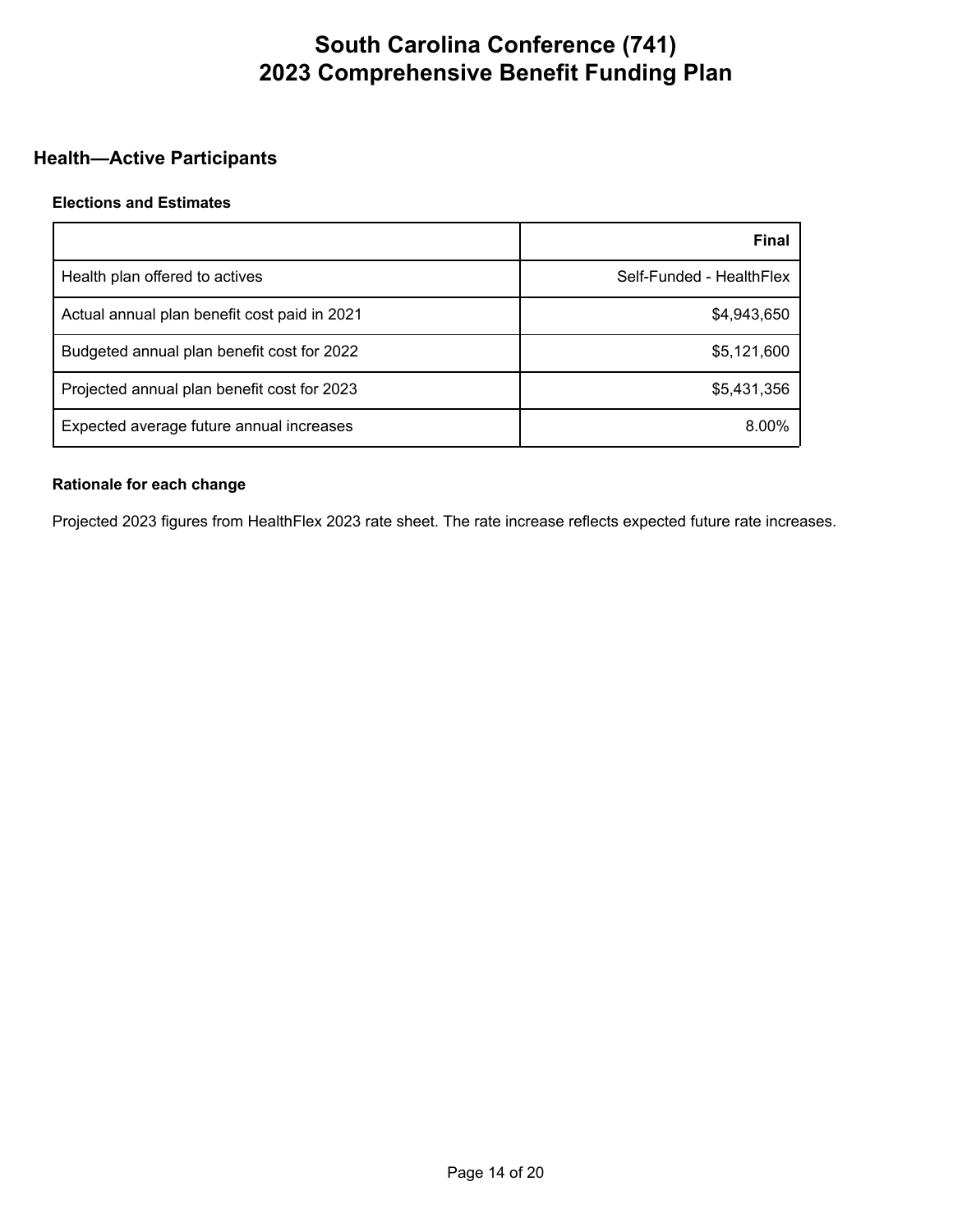# South Carolina Conference (741)
# 2023 Comprehensive Benefit Funding Plan

## Health—Active Participants

### Elections and Estimates

| | Final |
|---|---:|
| Health plan offered to actives | Self-Funded - HealthFlex |
| Actual annual plan benefit cost paid in 2021 | $4,943,650 |
| Budgeted annual plan benefit cost for 2022 | $5,121,600 |
| Projected annual plan benefit cost for 2023 | $5,431,356 |
| Expected average future annual increases | 8.00% |

### Rationale for each change

Projected 2023 figures from HealthFlex 2023 rate sheet. The rate increase reflects expected future rate increases.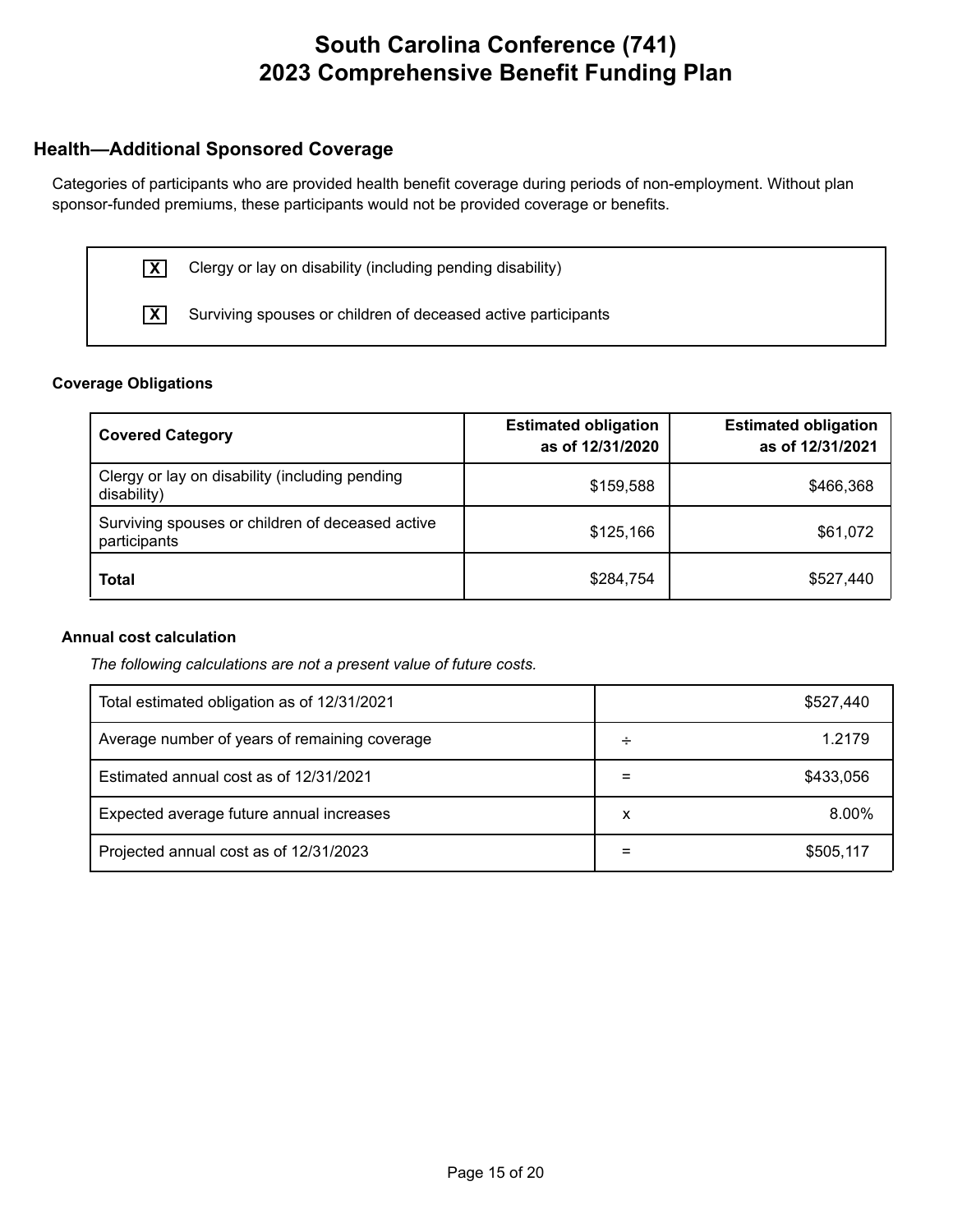# South Carolina Conference (741)
# 2023 Comprehensive Benefit Funding Plan

## Health—Additional Sponsored Coverage

Categories of participants who are provided health benefit coverage during periods of non-employment. Without plan sponsor-funded premiums, these participants would not be provided coverage or benefits.

- [X] Clergy or lay on disability (including pending disability)
- [X] Surviving spouses or children of deceased active participants

### Coverage Obligations

| Covered Category | Estimated obligation as of 12/31/2020 | Estimated obligation as of 12/31/2021 |
|---|---|---|
| Clergy or lay on disability (including pending disability) | $159,588 | $466,368 |
| Surviving spouses or children of deceased active participants | $125,166 | $61,072 |
| **Total** | $284,754 | $527,440 |

### Annual cost calculation

*The following calculations are not a present value of future costs.*

| | | |
|---|---|---|
| Total estimated obligation as of 12/31/2021 | | $527,440 |
| Average number of years of remaining coverage | ÷ | 1.2179 |
| Estimated annual cost as of 12/31/2021 | = | $433,056 |
| Expected average future annual increases | x | 8.00% |
| Projected annual cost as of 12/31/2023 | = | $505,117 |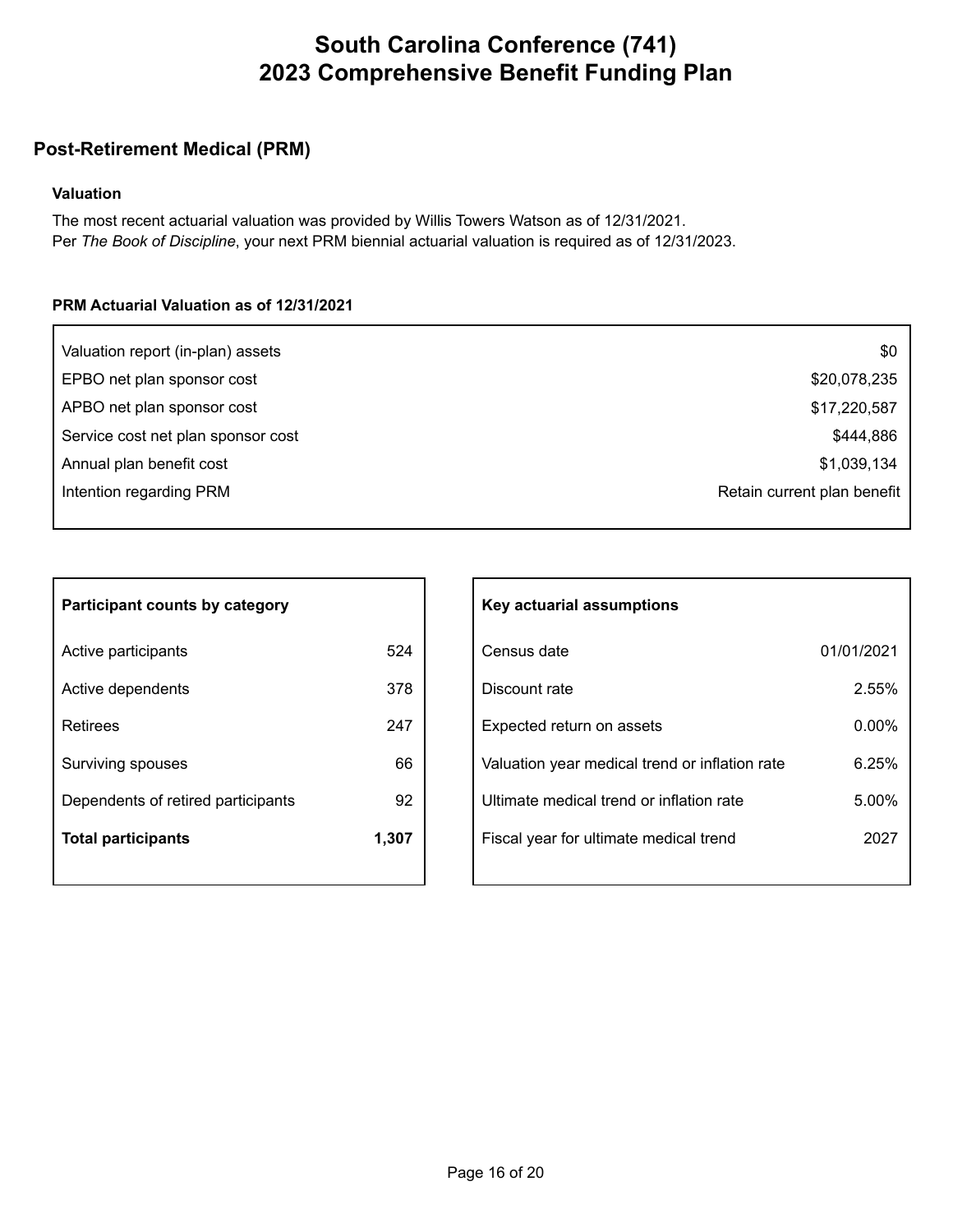# South Carolina Conference (741)
# 2023 Comprehensive Benefit Funding Plan

## Post-Retirement Medical (PRM)

### Valuation

The most recent actuarial valuation was provided by Willis Towers Watson as of 12/31/2021.
Per *The Book of Discipline*, your next PRM biennial actuarial valuation is required as of 12/31/2023.

#### PRM Actuarial Valuation as of 12/31/2021

| | |
|---|---|
| Valuation report (in-plan) assets | $0 |
| EPBO net plan sponsor cost | $20,078,235 |
| APBO net plan sponsor cost | $17,220,587 |
| Service cost net plan sponsor cost | $444,886 |
| Annual plan benefit cost | $1,039,134 |
| Intention regarding PRM | Retain current plan benefit |

| Participant counts by category | |
|---|---|
| Active participants | 524 |
| Active dependents | 378 |
| Retirees | 247 |
| Surviving spouses | 66 |
| Dependents of retired participants | 92 |
| **Total participants** | **1,307** |

| Key actuarial assumptions | |
|---|---|
| Census date | 01/01/2021 |
| Discount rate | 2.55% |
| Expected return on assets | 0.00% |
| Valuation year medical trend or inflation rate | 6.25% |
| Ultimate medical trend or inflation rate | 5.00% |
| Fiscal year for ultimate medical trend | 2027 |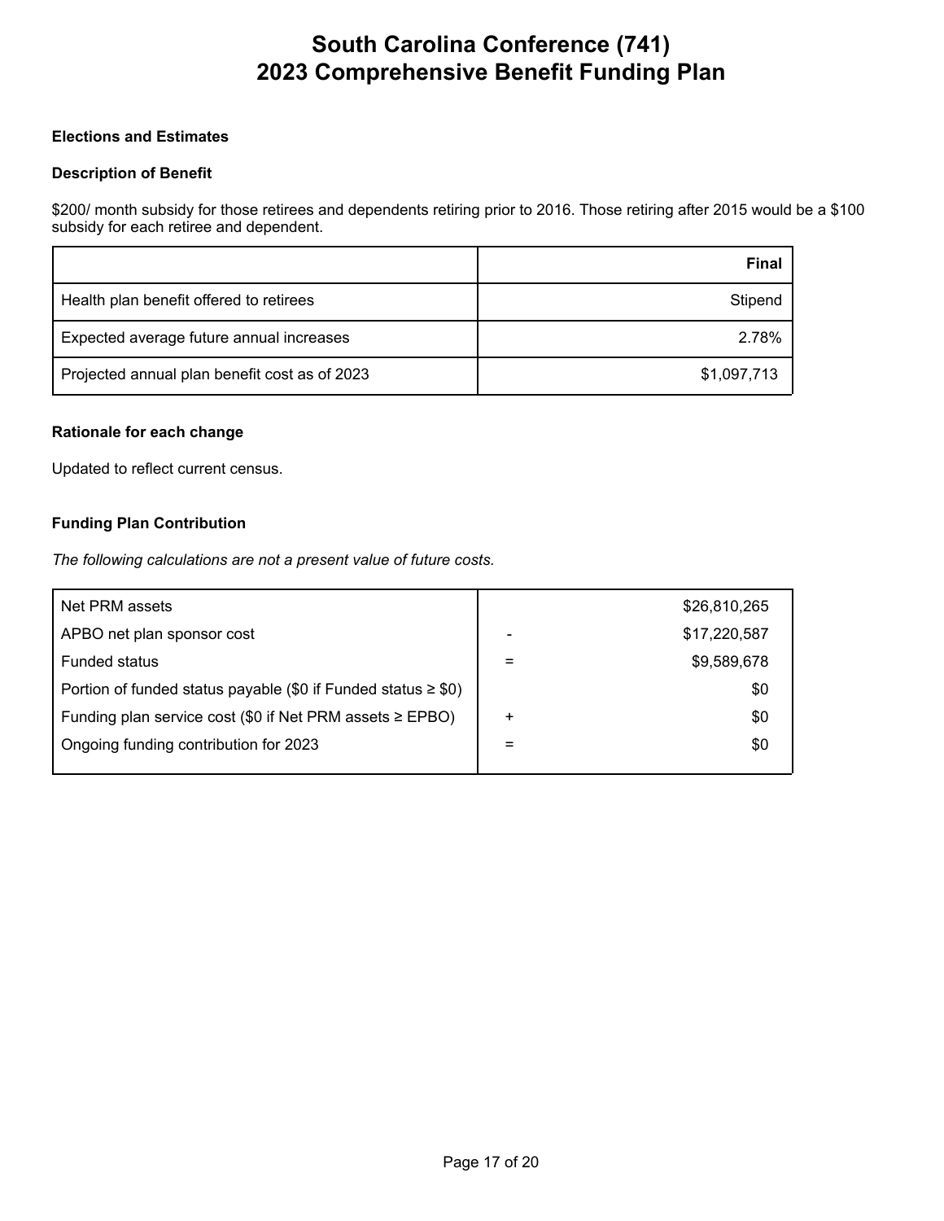# South Carolina Conference (741)
# 2023 Comprehensive Benefit Funding Plan

**Elections and Estimates**

**Description of Benefit**

$200/ month subsidy for those retirees and dependents retiring prior to 2016. Those retiring after 2015 would be a $100 subsidy for each retiree and dependent.

| | Final |
|---|---:|
| Health plan benefit offered to retirees | Stipend |
| Expected average future annual increases | 2.78% |
| Projected annual plan benefit cost as of 2023 | $1,097,713 |

**Rationale for each change**

Updated to reflect current census.

**Funding Plan Contribution**

*The following calculations are not a present value of future costs.*

| | | |
|---|---|---:|
| Net PRM assets | | $26,810,265 |
| APBO net plan sponsor cost | - | $17,220,587 |
| Funded status | = | $9,589,678 |
| Portion of funded status payable ($0 if Funded status ≥ $0) | | $0 |
| Funding plan service cost ($0 if Net PRM assets ≥ EPBO) | + | $0 |
| Ongoing funding contribution for 2023 | = | $0 |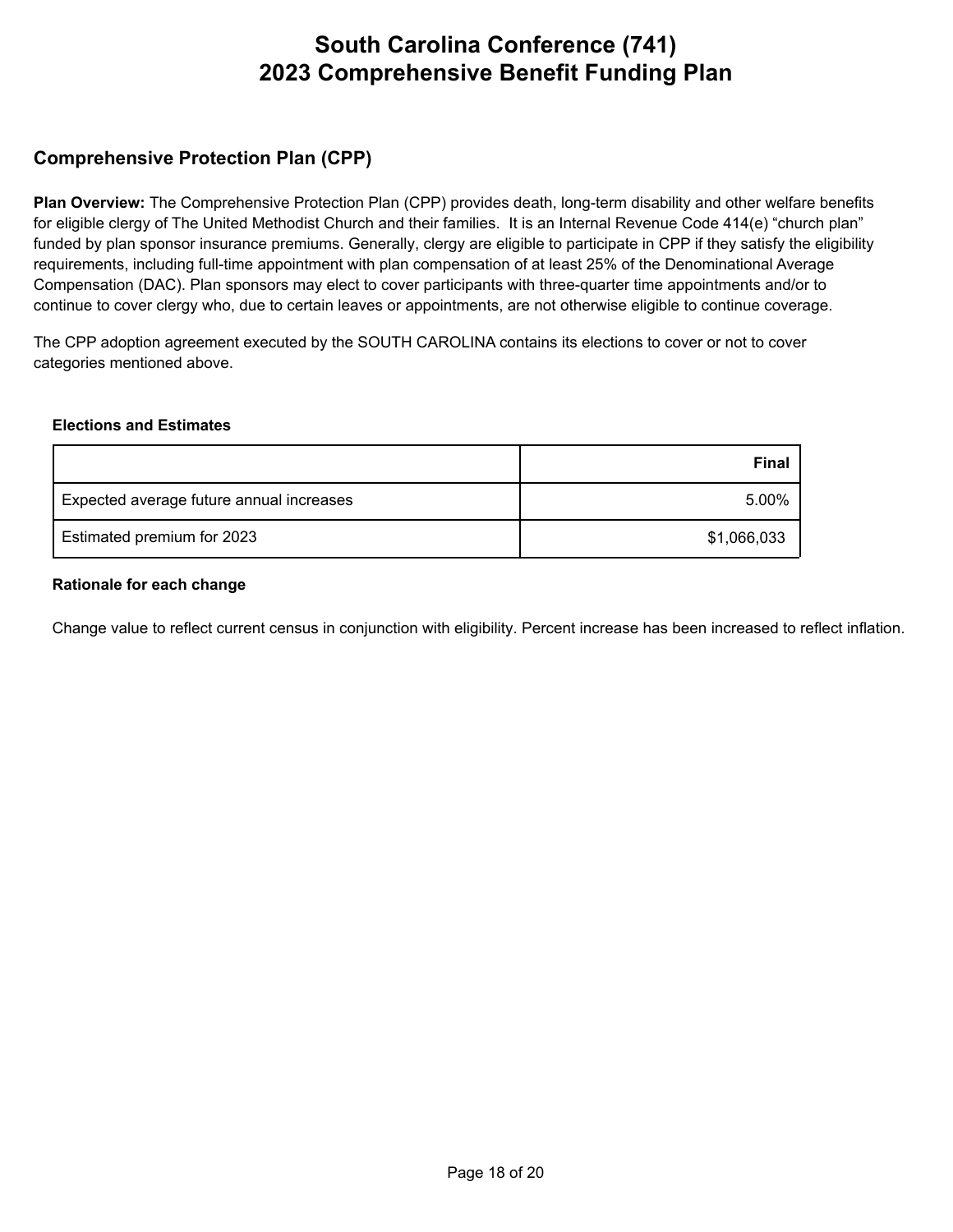# South Carolina Conference (741)
# 2023 Comprehensive Benefit Funding Plan

## Comprehensive Protection Plan (CPP)

**Plan Overview:** The Comprehensive Protection Plan (CPP) provides death, long-term disability and other welfare benefits for eligible clergy of The United Methodist Church and their families. It is an Internal Revenue Code 414(e) “church plan” funded by plan sponsor insurance premiums. Generally, clergy are eligible to participate in CPP if they satisfy the eligibility requirements, including full-time appointment with plan compensation of at least 25% of the Denominational Average Compensation (DAC). Plan sponsors may elect to cover participants with three-quarter time appointments and/or to continue to cover clergy who, due to certain leaves or appointments, are not otherwise eligible to continue coverage.

The CPP adoption agreement executed by the SOUTH CAROLINA contains its elections to cover or not to cover categories mentioned above.

### Elections and Estimates

| | Final |
|---|---|
| Expected average future annual increases | 5.00% |
| Estimated premium for 2023 | $1,066,033 |

### Rationale for each change

Change value to reflect current census in conjunction with eligibility. Percent increase has been increased to reflect inflation.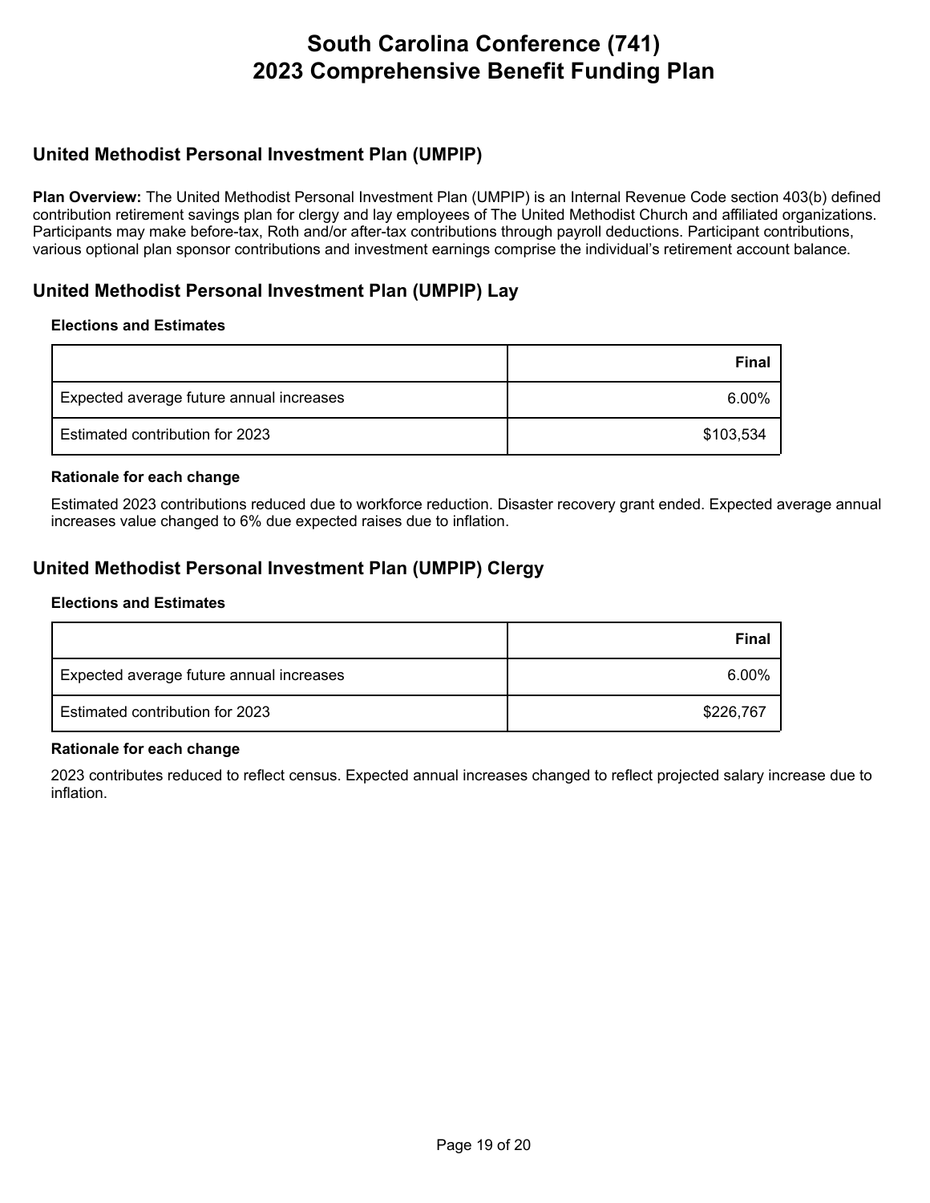# South Carolina Conference (741)
# 2023 Comprehensive Benefit Funding Plan

## United Methodist Personal Investment Plan (UMPIP)

**Plan Overview:** The United Methodist Personal Investment Plan (UMPIP) is an Internal Revenue Code section 403(b) defined contribution retirement savings plan for clergy and lay employees of The United Methodist Church and affiliated organizations. Participants may make before-tax, Roth and/or after-tax contributions through payroll deductions. Participant contributions, various optional plan sponsor contributions and investment earnings comprise the individual's retirement account balance.

## United Methodist Personal Investment Plan (UMPIP) Lay

### Elections and Estimates

| | Final |
|---|---|
| Expected average future annual increases | 6.00% |
| Estimated contribution for 2023 | $103,534 |

### Rationale for each change

Estimated 2023 contributions reduced due to workforce reduction. Disaster recovery grant ended. Expected average annual increases value changed to 6% due expected raises due to inflation.

## United Methodist Personal Investment Plan (UMPIP) Clergy

### Elections and Estimates

| | Final |
|---|---|
| Expected average future annual increases | 6.00% |
| Estimated contribution for 2023 | $226,767 |

### Rationale for each change

2023 contributes reduced to reflect census. Expected annual increases changed to reflect projected salary increase due to inflation.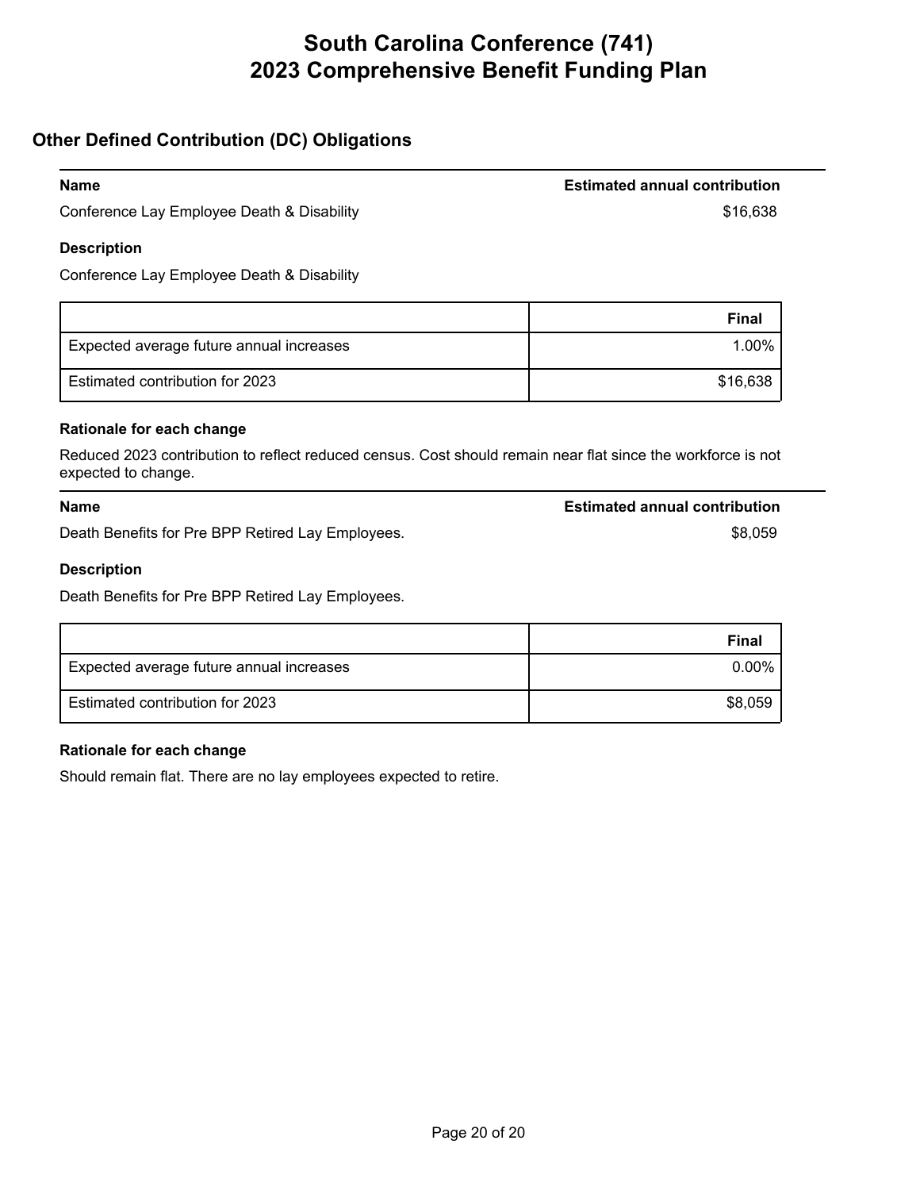# South Carolina Conference (741)
# 2023 Comprehensive Benefit Funding Plan

## Other Defined Contribution (DC) Obligations

| Name | Estimated annual contribution |
| --- | --- |
| Conference Lay Employee Death & Disability | $16,638 |

**Description**

Conference Lay Employee Death & Disability

| | Final |
| --- | --- |
| Expected average future annual increases | 1.00% |
| Estimated contribution for 2023 | $16,638 |

**Rationale for each change**

Reduced 2023 contribution to reflect reduced census. Cost should remain near flat since the workforce is not expected to change.

| Name | Estimated annual contribution |
| --- | --- |
| Death Benefits for Pre BPP Retired Lay Employees. | $8,059 |

**Description**

Death Benefits for Pre BPP Retired Lay Employees.

| | Final |
| --- | --- |
| Expected average future annual increases | 0.00% |
| Estimated contribution for 2023 | $8,059 |

**Rationale for each change**

Should remain flat. There are no lay employees expected to retire.